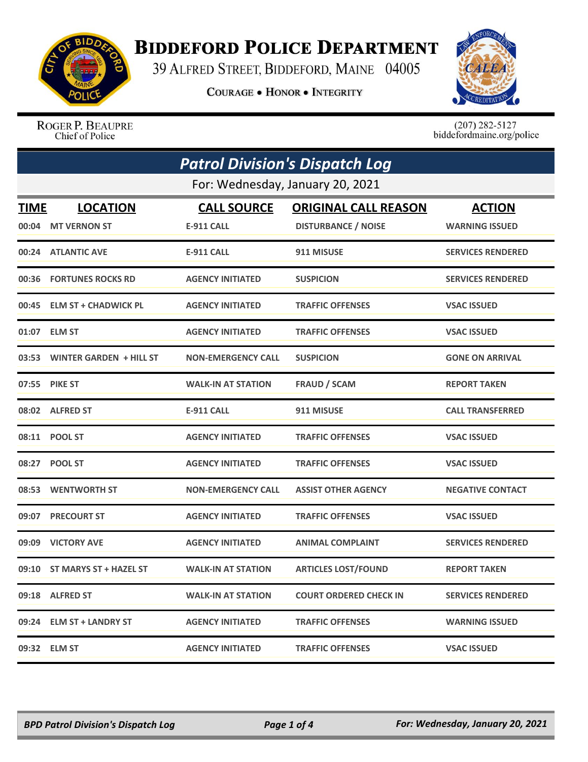# Biddeford Police Department

39 Alfred Street, Biddeford, Maine 04005

**Courage • Honor • Integrity**

Roger P. Beaupre
Chief of Police

(207) 282-5127
biddefordmaine.org/police

## *Patrol Division's Dispatch Log*

For: Wednesday, January 20, 2021

| TIME | LOCATION | CALL SOURCE | ORIGINAL CALL REASON | ACTION |
|---|---|---|---|---|
| 00:04 | MT VERNON ST | E-911 CALL | DISTURBANCE / NOISE | WARNING ISSUED |
| 00:24 | ATLANTIC AVE | E-911 CALL | 911 MISUSE | SERVICES RENDERED |
| 00:36 | FORTUNES ROCKS RD | AGENCY INITIATED | SUSPICION | SERVICES RENDERED |
| 00:45 | ELM ST + CHADWICK PL | AGENCY INITIATED | TRAFFIC OFFENSES | VSAC ISSUED |
| 01:07 | ELM ST | AGENCY INITIATED | TRAFFIC OFFENSES | VSAC ISSUED |
| 03:53 | WINTER GARDEN + HILL ST | NON-EMERGENCY CALL | SUSPICION | GONE ON ARRIVAL |
| 07:55 | PIKE ST | WALK-IN AT STATION | FRAUD / SCAM | REPORT TAKEN |
| 08:02 | ALFRED ST | E-911 CALL | 911 MISUSE | CALL TRANSFERRED |
| 08:11 | POOL ST | AGENCY INITIATED | TRAFFIC OFFENSES | VSAC ISSUED |
| 08:27 | POOL ST | AGENCY INITIATED | TRAFFIC OFFENSES | VSAC ISSUED |
| 08:53 | WENTWORTH ST | NON-EMERGENCY CALL | ASSIST OTHER AGENCY | NEGATIVE CONTACT |
| 09:07 | PRECOURT ST | AGENCY INITIATED | TRAFFIC OFFENSES | VSAC ISSUED |
| 09:09 | VICTORY AVE | AGENCY INITIATED | ANIMAL COMPLAINT | SERVICES RENDERED |
| 09:10 | ST MARYS ST + HAZEL ST | WALK-IN AT STATION | ARTICLES LOST/FOUND | REPORT TAKEN |
| 09:18 | ALFRED ST | WALK-IN AT STATION | COURT ORDERED CHECK IN | SERVICES RENDERED |
| 09:24 | ELM ST + LANDRY ST | AGENCY INITIATED | TRAFFIC OFFENSES | WARNING ISSUED |
| 09:32 | ELM ST | AGENCY INITIATED | TRAFFIC OFFENSES | VSAC ISSUED |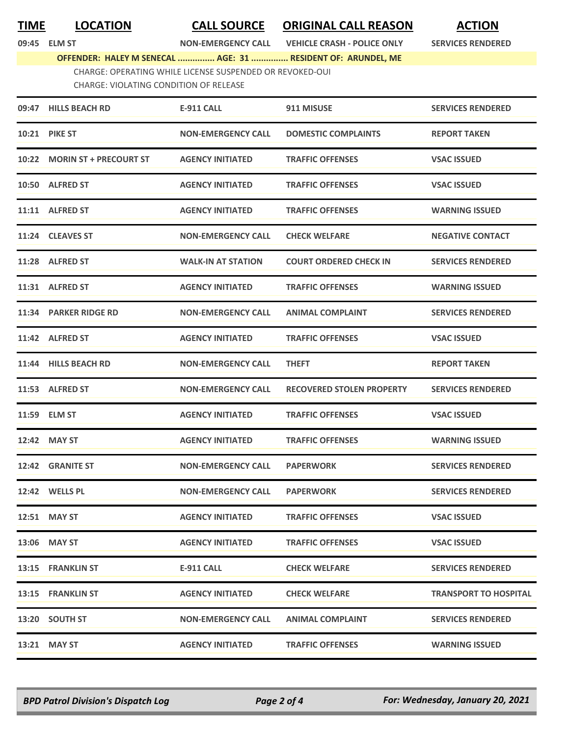| TIME | LOCATION | CALL SOURCE | ORIGINAL CALL REASON | ACTION |
|---|---|---|---|---|
| 09:45 | ELM ST | NON-EMERGENCY CALL | VEHICLE CRASH - POLICE ONLY | SERVICES RENDERED |
| | **OFFENDER: HALEY M SENECAL ............... AGE: 31 ............... RESIDENT OF: ARUNDEL, ME** | | | |
| | CHARGE: OPERATING WHILE LICENSE SUSPENDED OR REVOKED-OUI | | | |
| | CHARGE: VIOLATING CONDITION OF RELEASE | | | |
| 09:47 | HILLS BEACH RD | E-911 CALL | 911 MISUSE | SERVICES RENDERED |
| 10:21 | PIKE ST | NON-EMERGENCY CALL | DOMESTIC COMPLAINTS | REPORT TAKEN |
| 10:22 | MORIN ST + PRECOURT ST | AGENCY INITIATED | TRAFFIC OFFENSES | VSAC ISSUED |
| 10:50 | ALFRED ST | AGENCY INITIATED | TRAFFIC OFFENSES | VSAC ISSUED |
| 11:11 | ALFRED ST | AGENCY INITIATED | TRAFFIC OFFENSES | WARNING ISSUED |
| 11:24 | CLEAVES ST | NON-EMERGENCY CALL | CHECK WELFARE | NEGATIVE CONTACT |
| 11:28 | ALFRED ST | WALK-IN AT STATION | COURT ORDERED CHECK IN | SERVICES RENDERED |
| 11:31 | ALFRED ST | AGENCY INITIATED | TRAFFIC OFFENSES | WARNING ISSUED |
| 11:34 | PARKER RIDGE RD | NON-EMERGENCY CALL | ANIMAL COMPLAINT | SERVICES RENDERED |
| 11:42 | ALFRED ST | AGENCY INITIATED | TRAFFIC OFFENSES | VSAC ISSUED |
| 11:44 | HILLS BEACH RD | NON-EMERGENCY CALL | THEFT | REPORT TAKEN |
| 11:53 | ALFRED ST | NON-EMERGENCY CALL | RECOVERED STOLEN PROPERTY | SERVICES RENDERED |
| 11:59 | ELM ST | AGENCY INITIATED | TRAFFIC OFFENSES | VSAC ISSUED |
| 12:42 | MAY ST | AGENCY INITIATED | TRAFFIC OFFENSES | WARNING ISSUED |
| 12:42 | GRANITE ST | NON-EMERGENCY CALL | PAPERWORK | SERVICES RENDERED |
| 12:42 | WELLS PL | NON-EMERGENCY CALL | PAPERWORK | SERVICES RENDERED |
| 12:51 | MAY ST | AGENCY INITIATED | TRAFFIC OFFENSES | VSAC ISSUED |
| 13:06 | MAY ST | AGENCY INITIATED | TRAFFIC OFFENSES | VSAC ISSUED |
| 13:15 | FRANKLIN ST | E-911 CALL | CHECK WELFARE | SERVICES RENDERED |
| 13:15 | FRANKLIN ST | AGENCY INITIATED | CHECK WELFARE | TRANSPORT TO HOSPITAL |
| 13:20 | SOUTH ST | NON-EMERGENCY CALL | ANIMAL COMPLAINT | SERVICES RENDERED |
| 13:21 | MAY ST | AGENCY INITIATED | TRAFFIC OFFENSES | WARNING ISSUED |

*BPD Patrol Division's Dispatch Log* — *For: Wednesday, January 20, 2021*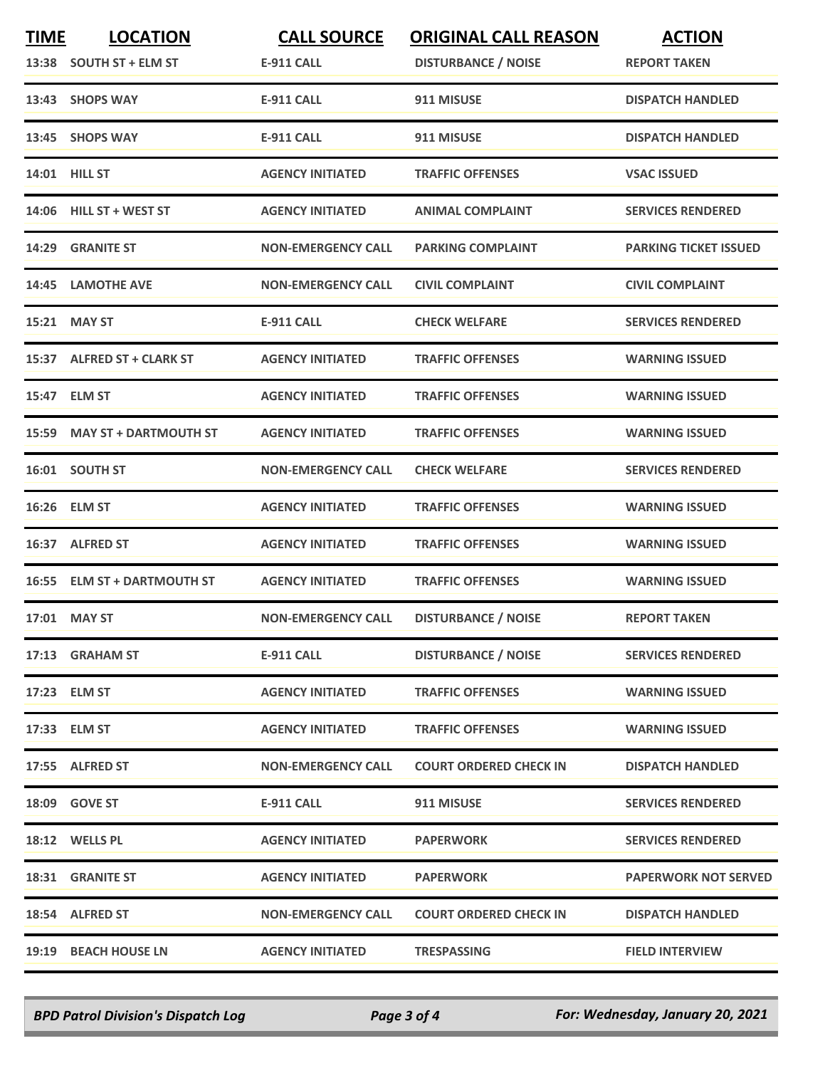| TIME | LOCATION | CALL SOURCE | ORIGINAL CALL REASON | ACTION |
|---|---|---|---|---|
| 13:38 | SOUTH ST + ELM ST | E-911 CALL | DISTURBANCE / NOISE | REPORT TAKEN |
| 13:43 | SHOPS WAY | E-911 CALL | 911 MISUSE | DISPATCH HANDLED |
| 13:45 | SHOPS WAY | E-911 CALL | 911 MISUSE | DISPATCH HANDLED |
| 14:01 | HILL ST | AGENCY INITIATED | TRAFFIC OFFENSES | VSAC ISSUED |
| 14:06 | HILL ST + WEST ST | AGENCY INITIATED | ANIMAL COMPLAINT | SERVICES RENDERED |
| 14:29 | GRANITE ST | NON-EMERGENCY CALL | PARKING COMPLAINT | PARKING TICKET ISSUED |
| 14:45 | LAMOTHE AVE | NON-EMERGENCY CALL | CIVIL COMPLAINT | CIVIL COMPLAINT |
| 15:21 | MAY ST | E-911 CALL | CHECK WELFARE | SERVICES RENDERED |
| 15:37 | ALFRED ST + CLARK ST | AGENCY INITIATED | TRAFFIC OFFENSES | WARNING ISSUED |
| 15:47 | ELM ST | AGENCY INITIATED | TRAFFIC OFFENSES | WARNING ISSUED |
| 15:59 | MAY ST + DARTMOUTH ST | AGENCY INITIATED | TRAFFIC OFFENSES | WARNING ISSUED |
| 16:01 | SOUTH ST | NON-EMERGENCY CALL | CHECK WELFARE | SERVICES RENDERED |
| 16:26 | ELM ST | AGENCY INITIATED | TRAFFIC OFFENSES | WARNING ISSUED |
| 16:37 | ALFRED ST | AGENCY INITIATED | TRAFFIC OFFENSES | WARNING ISSUED |
| 16:55 | ELM ST + DARTMOUTH ST | AGENCY INITIATED | TRAFFIC OFFENSES | WARNING ISSUED |
| 17:01 | MAY ST | NON-EMERGENCY CALL | DISTURBANCE / NOISE | REPORT TAKEN |
| 17:13 | GRAHAM ST | E-911 CALL | DISTURBANCE / NOISE | SERVICES RENDERED |
| 17:23 | ELM ST | AGENCY INITIATED | TRAFFIC OFFENSES | WARNING ISSUED |
| 17:33 | ELM ST | AGENCY INITIATED | TRAFFIC OFFENSES | WARNING ISSUED |
| 17:55 | ALFRED ST | NON-EMERGENCY CALL | COURT ORDERED CHECK IN | DISPATCH HANDLED |
| 18:09 | GOVE ST | E-911 CALL | 911 MISUSE | SERVICES RENDERED |
| 18:12 | WELLS PL | AGENCY INITIATED | PAPERWORK | SERVICES RENDERED |
| 18:31 | GRANITE ST | AGENCY INITIATED | PAPERWORK | PAPERWORK NOT SERVED |
| 18:54 | ALFRED ST | NON-EMERGENCY CALL | COURT ORDERED CHECK IN | DISPATCH HANDLED |
| 19:19 | BEACH HOUSE LN | AGENCY INITIATED | TRESPASSING | FIELD INTERVIEW |

*BPD Patrol Division's Dispatch Log* — *For: Wednesday, January 20, 2021*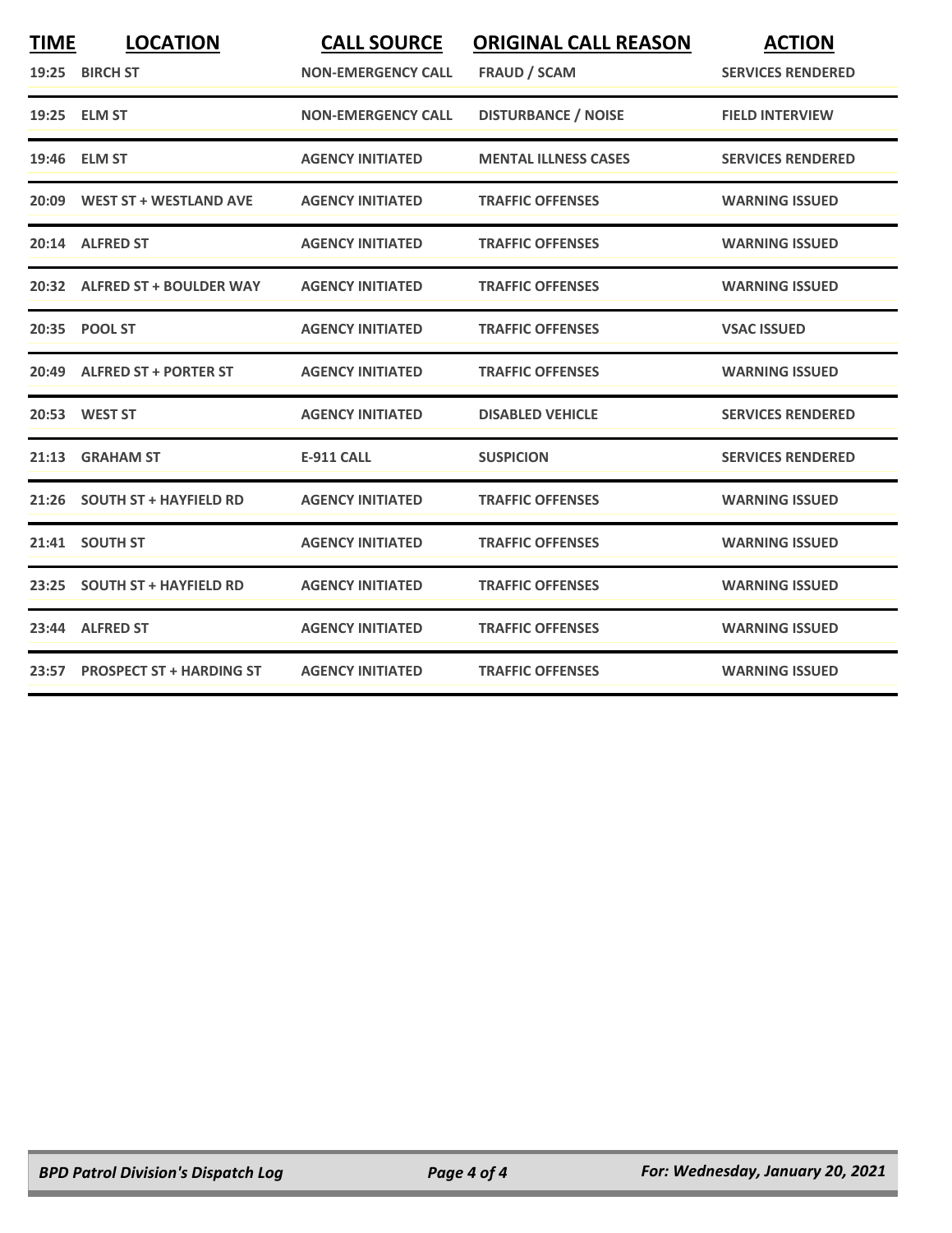| TIME | LOCATION | CALL SOURCE | ORIGINAL CALL REASON | ACTION |
|---|---|---|---|---|
| 19:25 | BIRCH ST | NON-EMERGENCY CALL | FRAUD / SCAM | SERVICES RENDERED |
| 19:25 | ELM ST | NON-EMERGENCY CALL | DISTURBANCE / NOISE | FIELD INTERVIEW |
| 19:46 | ELM ST | AGENCY INITIATED | MENTAL ILLNESS CASES | SERVICES RENDERED |
| 20:09 | WEST ST + WESTLAND AVE | AGENCY INITIATED | TRAFFIC OFFENSES | WARNING ISSUED |
| 20:14 | ALFRED ST | AGENCY INITIATED | TRAFFIC OFFENSES | WARNING ISSUED |
| 20:32 | ALFRED ST + BOULDER WAY | AGENCY INITIATED | TRAFFIC OFFENSES | WARNING ISSUED |
| 20:35 | POOL ST | AGENCY INITIATED | TRAFFIC OFFENSES | VSAC ISSUED |
| 20:49 | ALFRED ST + PORTER ST | AGENCY INITIATED | TRAFFIC OFFENSES | WARNING ISSUED |
| 20:53 | WEST ST | AGENCY INITIATED | DISABLED VEHICLE | SERVICES RENDERED |
| 21:13 | GRAHAM ST | E-911 CALL | SUSPICION | SERVICES RENDERED |
| 21:26 | SOUTH ST + HAYFIELD RD | AGENCY INITIATED | TRAFFIC OFFENSES | WARNING ISSUED |
| 21:41 | SOUTH ST | AGENCY INITIATED | TRAFFIC OFFENSES | WARNING ISSUED |
| 23:25 | SOUTH ST + HAYFIELD RD | AGENCY INITIATED | TRAFFIC OFFENSES | WARNING ISSUED |
| 23:44 | ALFRED ST | AGENCY INITIATED | TRAFFIC OFFENSES | WARNING ISSUED |
| 23:57 | PROSPECT ST + HARDING ST | AGENCY INITIATED | TRAFFIC OFFENSES | WARNING ISSUED |